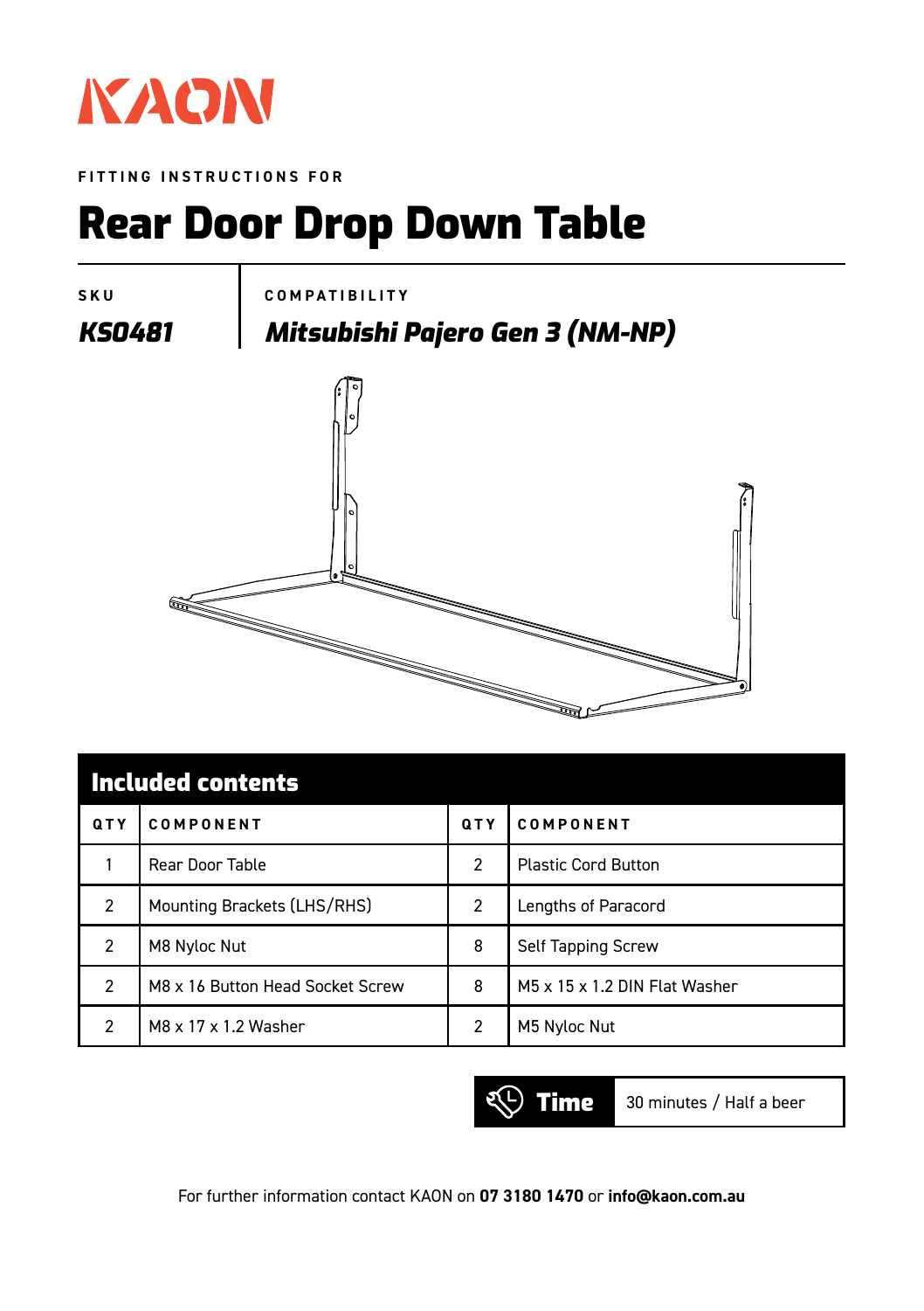# KAON

FITTING INSTRUCTIONS FOR

# Rear Door Drop Down Table

| SKU | COMPATIBILITY |
|---|---|
| ***KS0481*** | ***Mitsubishi Pajero Gen 3 (NM-NP)*** |

## Included contents

| QTY | COMPONENT | QTY | COMPONENT |
|---|---|---|---|
| 1 | Rear Door Table | 2 | Plastic Cord Button |
| 2 | Mounting Brackets (LHS/RHS) | 2 | Lengths of Paracord |
| 2 | M8 Nyloc Nut | 8 | Self Tapping Screw |
| 2 | M8 x 16 Button Head Socket Screw | 8 | M5 x 15 x 1.2 DIN Flat Washer |
| 2 | M8 x 17 x 1.2 Washer | 2 | M5 Nyloc Nut |

**Time** 30 minutes / Half a beer

For further information contact KAON on **07 3180 1470** or **info@kaon.com.au**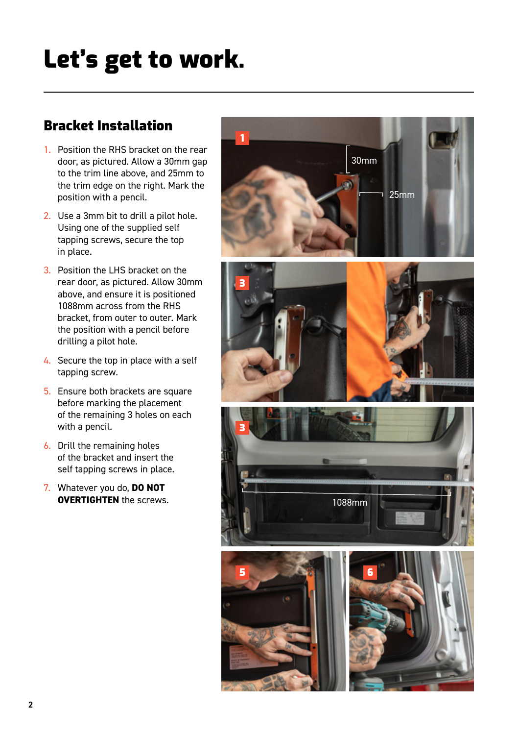# Let's get to work.

## Bracket Installation

1. Position the RHS bracket on the rear door, as pictured. Allow a 30mm gap to the trim line above, and 25mm to the trim edge on the right. Mark the position with a pencil.
2. Use a 3mm bit to drill a pilot hole. Using one of the supplied self tapping screws, secure the top in place.
3. Position the LHS bracket on the rear door, as pictured. Allow 30mm above, and ensure it is positioned 1088mm across from the RHS bracket, from outer to outer. Mark the position with a pencil before drilling a pilot hole.
4. Secure the top in place with a self tapping screw.
5. Ensure both brackets are square before marking the placement of the remaining 3 holes on each with a pencil.
6. Drill the remaining holes of the bracket and insert the self tapping screws in place.
7. Whatever you do, **DO NOT OVERTIGHTEN** the screws.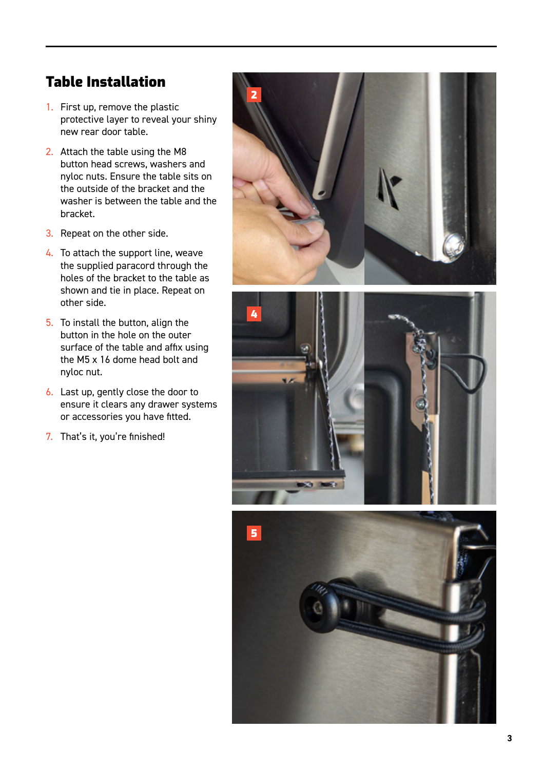## Table Installation

1. First up, remove the plastic protective layer to reveal your shiny new rear door table.
2. Attach the table using the M8 button head screws, washers and nyloc nuts. Ensure the table sits on the outside of the bracket and the washer is between the table and the bracket.
3. Repeat on the other side.
4. To attach the support line, weave the supplied paracord through the holes of the bracket to the table as shown and tie in place. Repeat on other side.
5. To install the button, align the button in the hole on the outer surface of the table and affix using the M5 x 16 dome head bolt and nyloc nut.
6. Last up, gently close the door to ensure it clears any drawer systems or accessories you have fitted.
7. That's it, you're finished!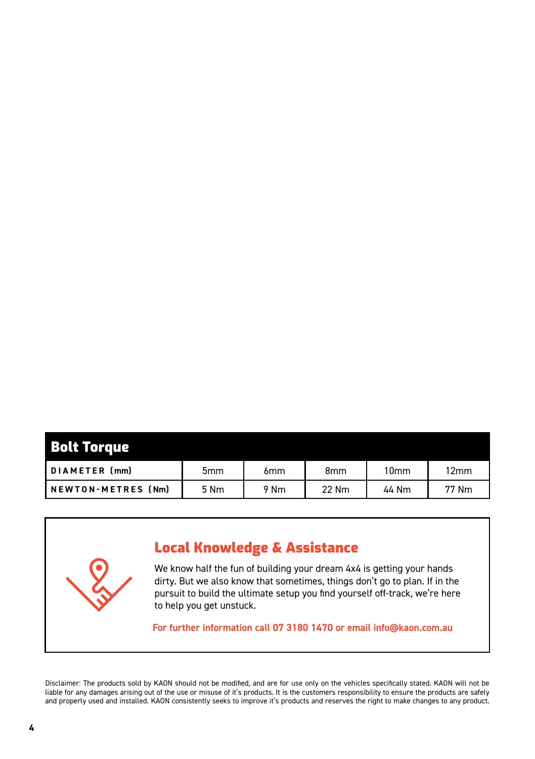## Bolt Torque

| DIAMETER (mm) | 5mm | 6mm | 8mm | 10mm | 12mm |
|---|---|---|---|---|---|
| NEWTON-METRES (Nm) | 5 Nm | 9 Nm | 22 Nm | 44 Nm | 77 Nm |

## Local Knowledge & Assistance

We know half the fun of building your dream 4x4 is getting your hands dirty. But we also know that sometimes, things don't go to plan. If in the pursuit to build the ultimate setup you find yourself off-track, we're here to help you get unstuck.

**For further information call 07 3180 1470 or email info@kaon.com.au**

Disclaimer: The products sold by KAON should not be modified, and are for use only on the vehicles specifically stated. KAON will not be liable for any damages arising out of the use or misuse of it's products. It is the customers responsibility to ensure the products are safely and properly used and installed. KAON consistently seeks to improve it's products and reserves the right to make changes to any product.